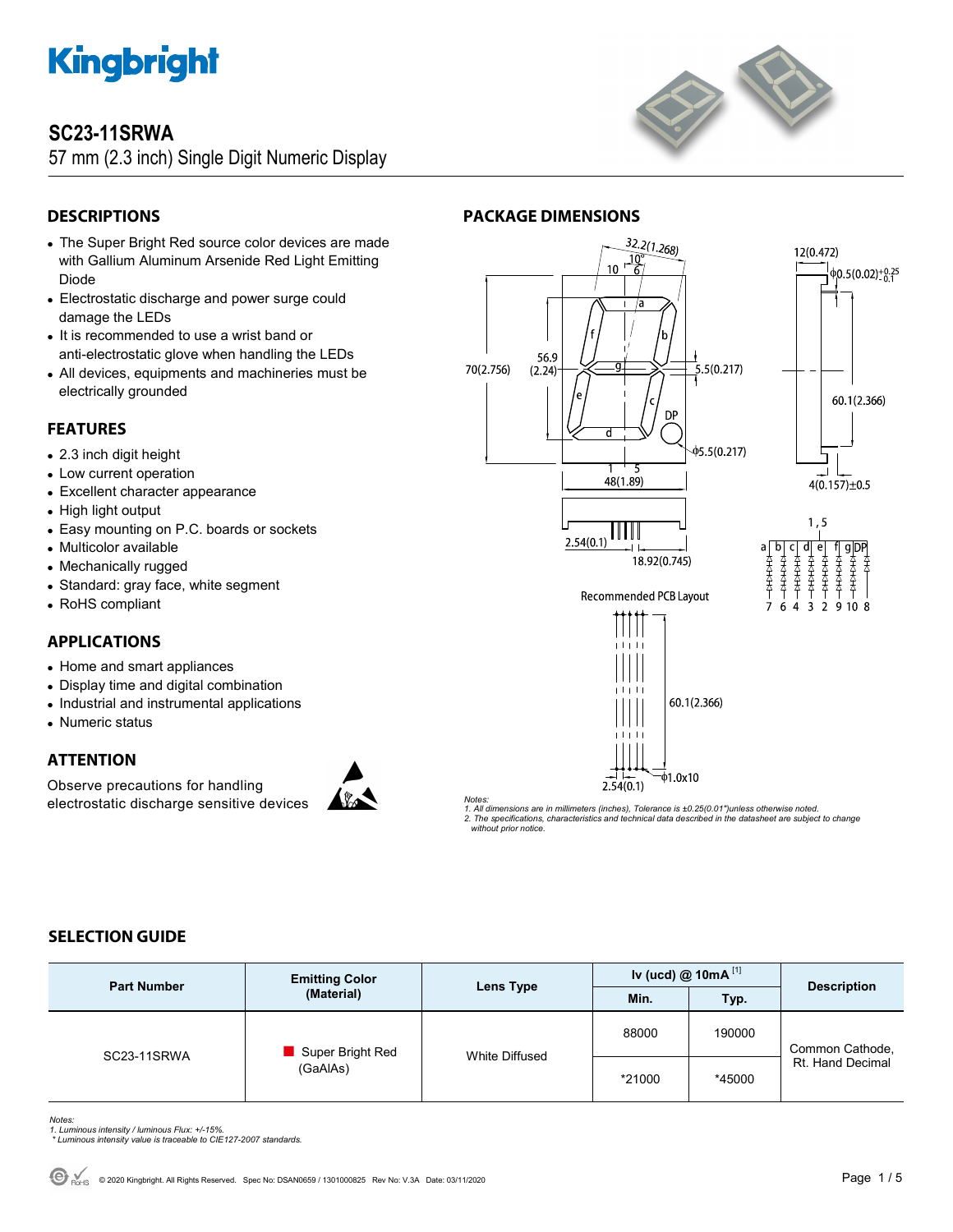# SC23-11SRWA

57 mm (2.3 inch) Single Digit Numeric Display

## DESCRIPTIONS

- The Super Bright Red source color devices are made with Gallium Aluminum Arsenide Red Light Emitting Diode
- Electrostatic discharge and power surge could damage the LEDs
- It is recommended to use a wrist band or anti-electrostatic glove when handling the LEDs
- All devices, equipments and machineries must be electrically grounded

## FEATURES

- 2.3 inch digit height
- Low current operation
- Excellent character appearance
- High light output
- Easy mounting on P.C. boards or sockets
- Multicolor available
- Mechanically rugged
- Standard: gray face, white segment
- RoHS compliant

## APPLICATIONS

- Home and smart appliances
- Display time and digital combination
- Industrial and instrumental applications
- Numeric status

## ATTENTION

Observe precautions for handling electrostatic discharge sensitive devices

## PACKAGE DIMENSIONS

Recommended PCB Layout

*Notes:*
*1. All dimensions are in millimeters (inches), Tolerance is ±0.25(0.01")unless otherwise noted.*
*2. The specifications, characteristics and technical data described in the datasheet are subject to change without prior notice.*

## SELECTION GUIDE

| Part Number | Emitting Color (Material) | Lens Type | Iv (ucd) @ 10mA [1] | | Description |
|---|---|---|---|---|---|
| | | | Min. | Typ. | |
| SC23-11SRWA | Super Bright Red (GaAlAs) | White Diffused | 88000 | 190000 | Common Cathode, Rt. Hand Decimal |
| | | | *21000 | *45000 | |

*Notes:*
*1. Luminous intensity / luminous Flux: +/-15%.*
* *Luminous intensity value is traceable to CIE127-2007 standards.*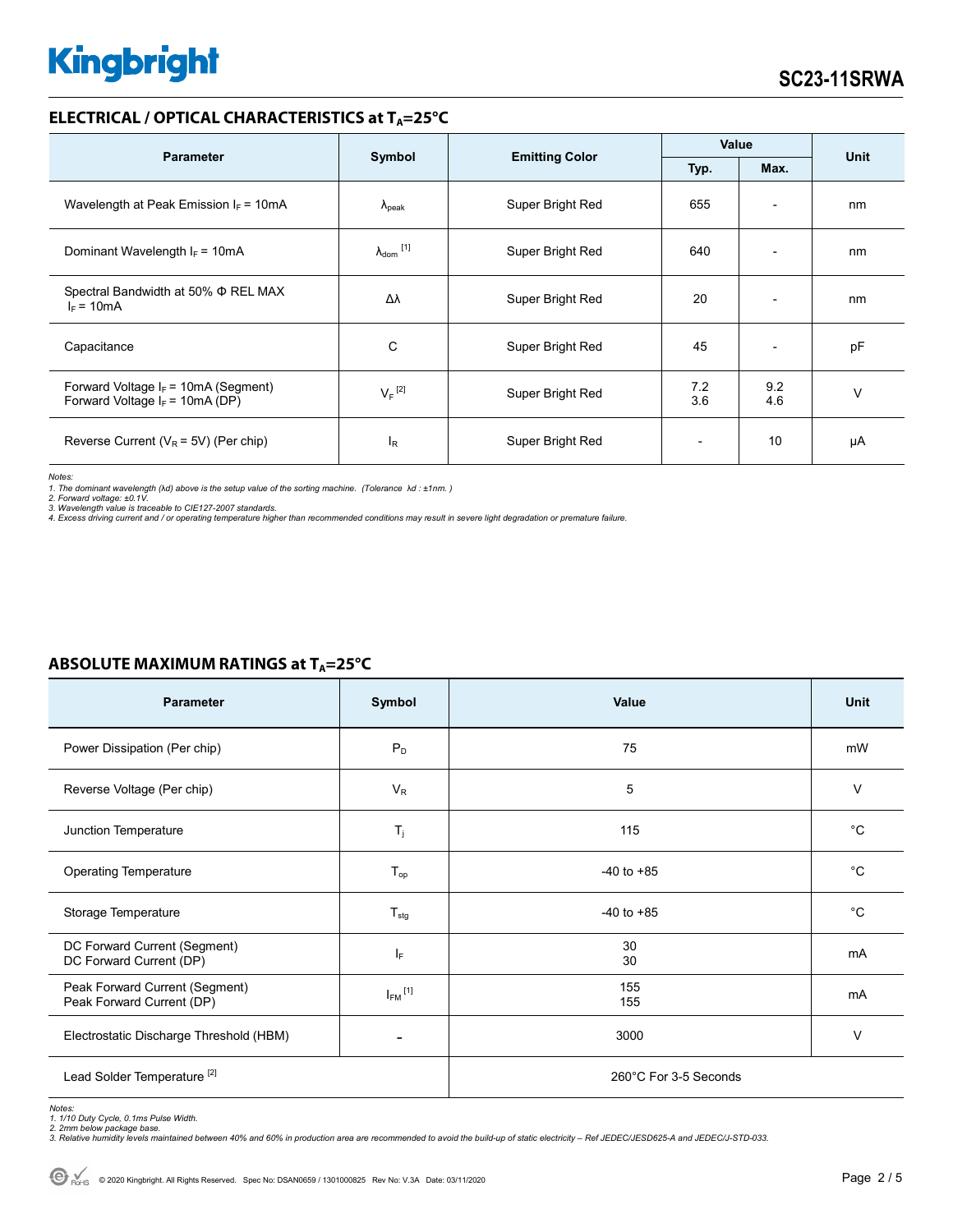## ELECTRICAL / OPTICAL CHARACTERISTICS at $T_A$=25°C

| Parameter | Symbol | Emitting Color | Value | | Unit |
|---|---|---|---|---|---|
| | | | Typ. | Max. | |
| Wavelength at Peak Emission $I_F$ = 10mA | $\lambda_{peak}$ | Super Bright Red | 655 | - | nm |
| Dominant Wavelength $I_F$ = 10mA | $\lambda_{dom}$ [1] | Super Bright Red | 640 | - | nm |
| Spectral Bandwidth at 50% Φ REL MAX $I_F$ = 10mA | Δλ | Super Bright Red | 20 | - | nm |
| Capacitance | C | Super Bright Red | 45 | - | pF |
| Forward Voltage $I_F$ = 10mA (Segment)<br>Forward Voltage $I_F$ = 10mA (DP) | $V_F$ [2] | Super Bright Red | 7.2<br>3.6 | 9.2<br>4.6 | V |
| Reverse Current ($V_R$ = 5V) (Per chip) | $I_R$ | Super Bright Red | - | 10 | μA |

*Notes:*
*1. The dominant wavelength (λd) above is the setup value of the sorting machine. (Tolerance λd : ±1nm. )*
*2. Forward voltage: ±0.1V.*
*3. Wavelength value is traceable to CIE127-2007 standards.*
*4. Excess driving current and / or operating temperature higher than recommended conditions may result in severe light degradation or premature failure.*

## ABSOLUTE MAXIMUM RATINGS at $T_A$=25°C

| Parameter | Symbol | Value | Unit |
|---|---|---|---|
| Power Dissipation (Per chip) | $P_D$ | 75 | mW |
| Reverse Voltage (Per chip) | $V_R$ | 5 | V |
| Junction Temperature | $T_j$ | 115 | °C |
| Operating Temperature | $T_{op}$ | -40 to +85 | °C |
| Storage Temperature | $T_{stg}$ | -40 to +85 | °C |
| DC Forward Current (Segment)<br>DC Forward Current (DP) | $I_F$ | 30<br>30 | mA |
| Peak Forward Current (Segment)<br>Peak Forward Current (DP) | $I_{FM}$ [1] | 155<br>155 | mA |
| Electrostatic Discharge Threshold (HBM) | - | 3000 | V |
| Lead Solder Temperature [2] | | 260°C For 3-5 Seconds | |

*Notes:*
*1. 1/10 Duty Cycle, 0.1ms Pulse Width.*
*2. 2mm below package base.*
*3. Relative humidity levels maintained between 40% and 60% in production area are recommended to avoid the build-up of static electricity – Ref JEDEC/JESD625-A and JEDEC/J-STD-033.*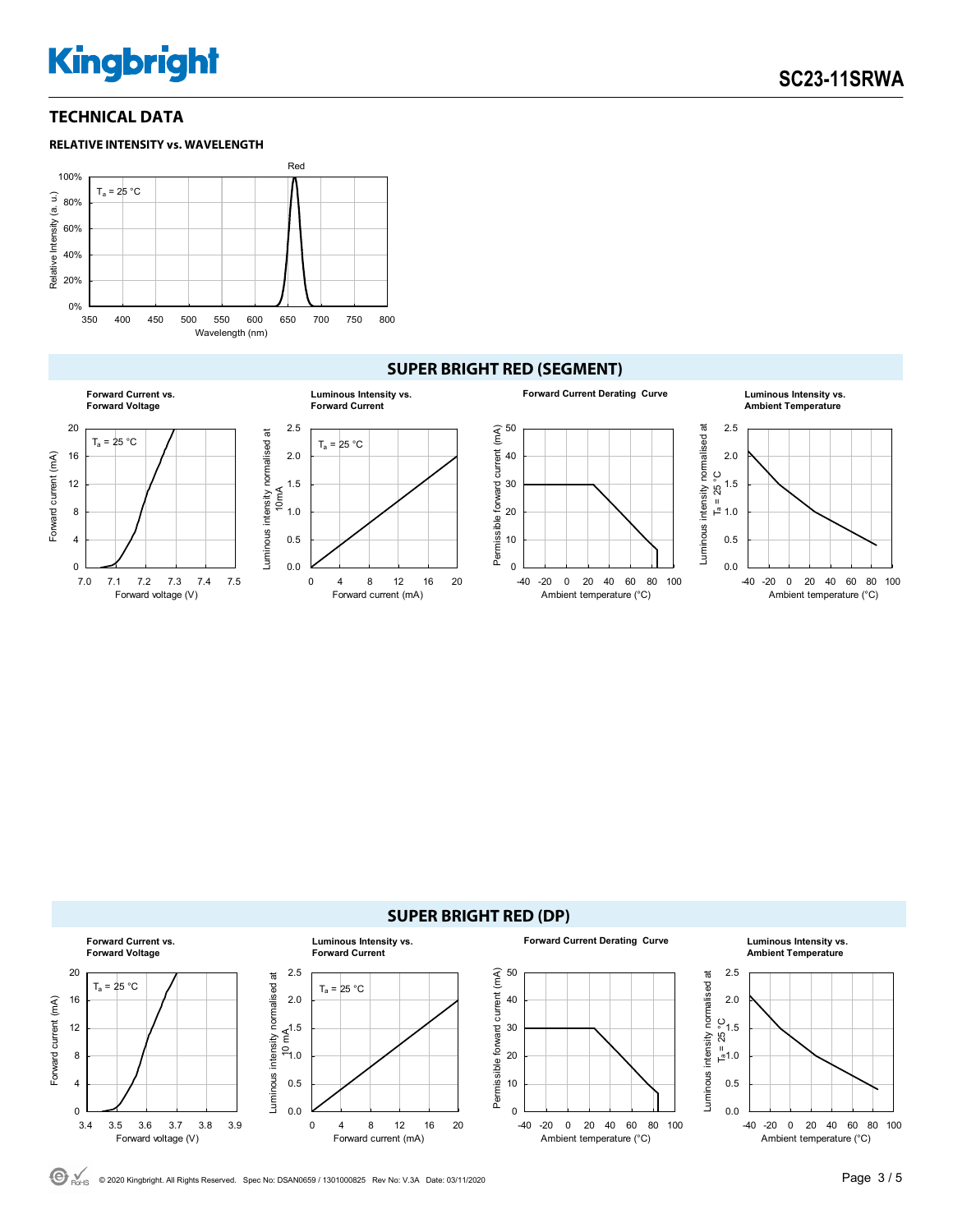## TECHNICAL DATA

### RELATIVE INTENSITY vs. WAVELENGTH

Red

$T_a$ = 25 °C

Relative Intensity (a. u.)

100%
80%
60%
40%
20%
0%

350 400 450 500 550 600 650 700 750 800

Wavelength (nm)

## SUPER BRIGHT RED (SEGMENT)

**Forward Current vs. Forward Voltage**

$T_a$ = 25 °C

Forward current (mA): 0 4 8 12 16 20

Forward voltage (V): 7.0 7.1 7.2 7.3 7.4 7.5

**Luminous Intensity vs. Forward Current**

$T_a$ = 25 °C

Luminous intensity normalised at 10mA: 0.0 0.5 1.0 1.5 2.0 2.5

Forward current (mA): 0 4 8 12 16 20

**Forward Current Derating Curve**

Permissible forward current (mA): 0 10 20 30 40 50

Ambient temperature (°C): -40 -20 0 20 40 60 80 100

**Luminous Intensity vs. Ambient Temperature**

Luminous intensity normalised at $T_a$ = 25 °C: 0.0 0.5 1.0 1.5 2.0 2.5

Ambient temperature (°C): -40 -20 0 20 40 60 80 100

## SUPER BRIGHT RED (DP)

**Forward Current vs. Forward Voltage**

$T_a$ = 25 °C

Forward current (mA): 0 4 8 12 16 20

Forward voltage (V): 3.4 3.5 3.6 3.7 3.8 3.9

**Luminous Intensity vs. Forward Current**

$T_a$ = 25 °C

Luminous intensity normalised at 10 mA: 0.0 0.5 1.0 1.5 2.0 2.5

Forward current (mA): 0 4 8 12 16 20

**Forward Current Derating Curve**

Permissible forward current (mA): 0 10 20 30 40 50

Ambient temperature (°C): -40 -20 0 20 40 60 80 100

**Luminous Intensity vs. Ambient Temperature**

Luminous intensity normalised at $T_a$ = 25 °C: 0.0 0.5 1.0 1.5 2.0 2.5

Ambient temperature (°C): -40 -20 0 20 40 60 80 100

© 2020 Kingbright. All Rights Reserved. Spec No: DSAN0659 / 1301000825 Rev No: V.3A Date: 03/11/2020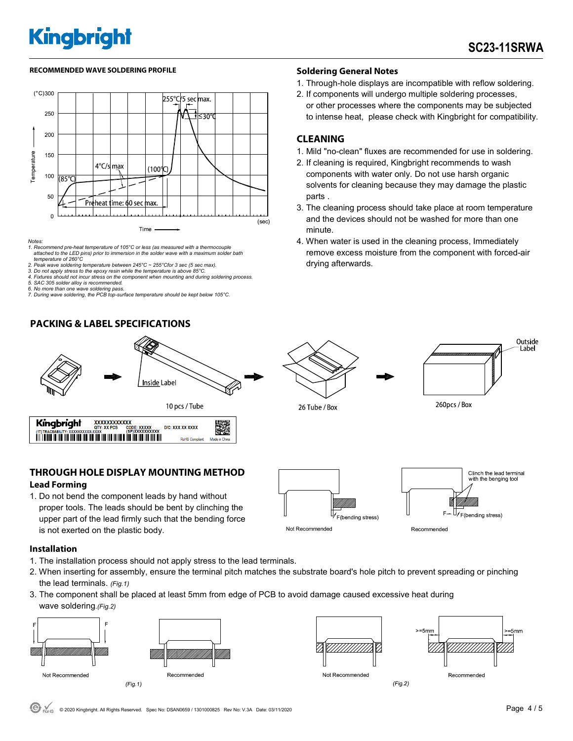## RECOMMENDED WAVE SOLDERING PROFILE

(°C) 300, 250, 200, 150, 100, 50, 0

Temperature

255°C/5 sec max.

≤30°C

4°C/s max

(100°C)

(85°C)

Preheat time: 60 sec max.

Time (sec)

*Notes:*

*1. Recommend pre-heat temperature of 105°C or less (as measured with a thermocouple attached to the LED pins) prior to immersion in the solder wave with a maximum solder bath temperature of 260°C*
*2. Peak wave soldering temperature between 245°C ~ 255°Cfor 3 sec (5 sec max).*
*3. Do not apply stress to the epoxy resin while the temperature is above 85°C.*
*4. Fixtures should not incur stress on the component when mounting and during soldering process.*
*5. SAC 305 solder alloy is recommended.*
*6. No more than one wave soldering pass.*
*7. During wave soldering, the PCB top-surface temperature should be kept below 105°C.*

## Soldering General Notes

1. Through-hole displays are incompatible with reflow soldering.
2. If components will undergo multiple soldering processes, or other processes where the components may be subjected to intense heat, please check with Kingbright for compatibility.

## CLEANING

1. Mild "no-clean" fluxes are recommended for use in soldering.
2. If cleaning is required, Kingbright recommends to wash components with water only. Do not use harsh organic solvents for cleaning because they may damage the plastic parts .
3. The cleaning process should take place at room temperature and the devices should not be washed for more than one minute.
4. When water is used in the cleaning process, Immediately remove excess moisture from the component with forced-air drying afterwards.

## PACKING & LABEL SPECIFICATIONS

Inside Label

10 pcs / Tube

26 Tube / Box

Outside Label

260pcs / Box

Kingbright XXXXXXXXXXXX QTY: XX PCS CODE: XXXXX D/C: XXX XX XXXX (1T) TRACEABILITY: XXXXXXXXXX-XXXX (SP)XXXXXXXXXX RoHS Compliant Made in China

## THROUGH HOLE DISPLAY MOUNTING METHOD

### Lead Forming

1. Do not bend the component leads by hand without proper tools. The leads should be bent by clinching the upper part of the lead firmly such that the bending force is not exerted on the plastic body.

F(bending stress) — Not Recommended

Clinch the lead terminal with the benging tool — F — F(bending stress) — Recommended

### Installation

1. The installation process should not apply stress to the lead terminals.
2. When inserting for assembly, ensure the terminal pitch matches the substrate board's hole pitch to prevent spreading or pinching the lead terminals. *(Fig.1)*
3. The component shall be placed at least 5mm from edge of PCB to avoid damage caused excessive heat during wave soldering.*(Fig.2)*

F F — Not Recommended | Recommended

*(Fig.1)*

Not Recommended | >=5mm >=5mm — Recommended

*(Fig.2)*

© 2020 Kingbright. All Rights Reserved. Spec No: DSAN0659 / 1301000825 Rev No: V.3A Date: 03/11/2020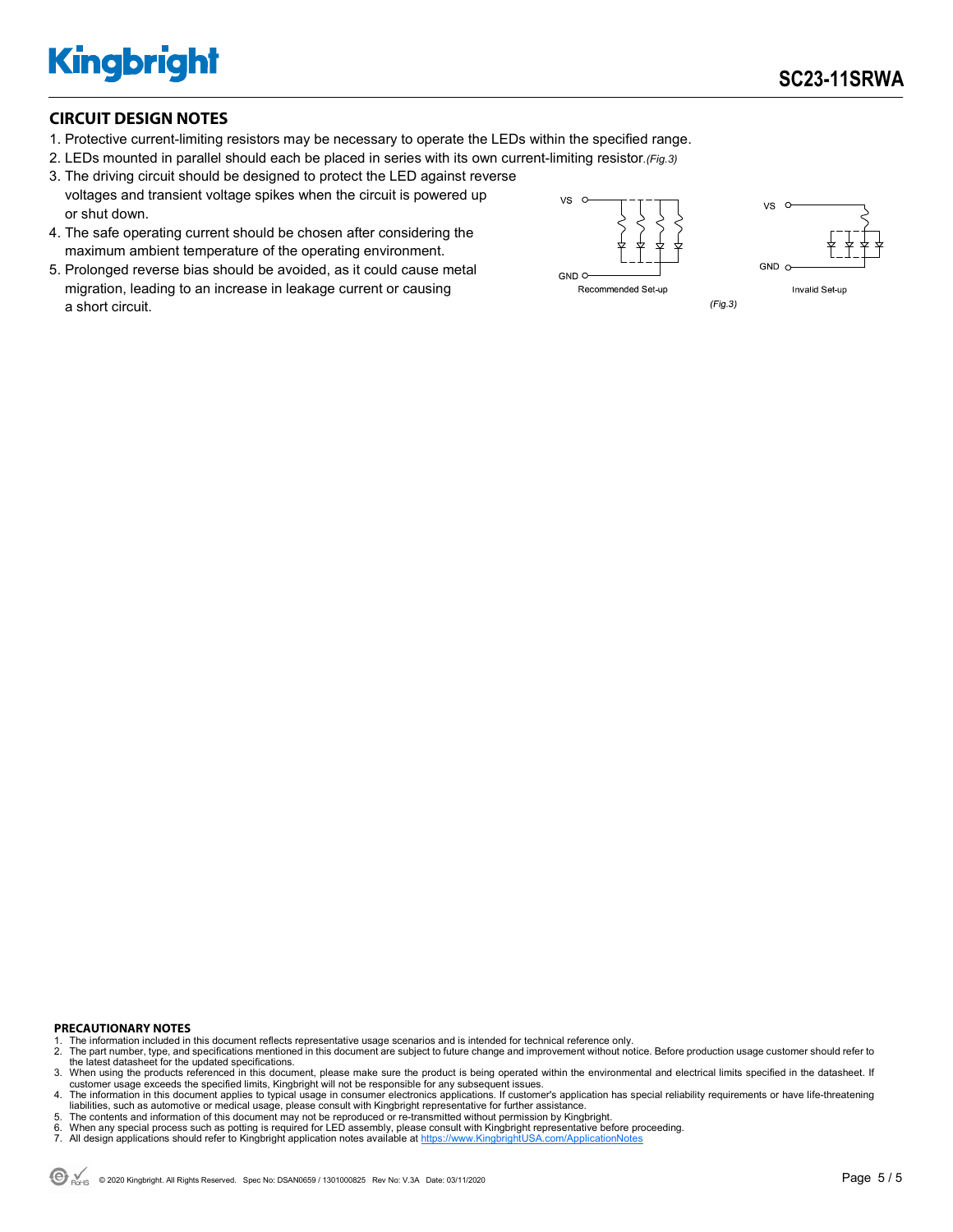## CIRCUIT DESIGN NOTES

1. Protective current-limiting resistors may be necessary to operate the LEDs within the specified range.
2. LEDs mounted in parallel should each be placed in series with its own current-limiting resistor. *(Fig.3)*
3. The driving circuit should be designed to protect the LED against reverse voltages and transient voltage spikes when the circuit is powered up or shut down.
4. The safe operating current should be chosen after considering the maximum ambient temperature of the operating environment.
5. Prolonged reverse bias should be avoided, as it could cause metal migration, leading to an increase in leakage current or causing a short circuit.

VS

GND

Recommended Set-up

VS

GND

Invalid Set-up

*(Fig.3)*

**PRECAUTIONARY NOTES**

1. The information included in this document reflects representative usage scenarios and is intended for technical reference only.
2. The part number, type, and specifications mentioned in this document are subject to future change and improvement without notice. Before production usage customer should refer to the latest datasheet for the updated specifications.
3. When using the products referenced in this document, please make sure the product is being operated within the environmental and electrical limits specified in the datasheet. If customer usage exceeds the specified limits, Kingbright will not be responsible for any subsequent issues.
4. The information in this document applies to typical usage in consumer electronics applications. If customer's application has special reliability requirements or have life-threatening liabilities, such as automotive or medical usage, please consult with Kingbright representative for further assistance.
5. The contents and information of this document may not be reproduced or re-transmitted without permission by Kingbright.
6. When any special process such as potting is required for LED assembly, please consult with Kingbright representative before proceeding.
7. All design applications should refer to Kingbright application notes available at https://www.KingbrightUSA.com/ApplicationNotes

© 2020 Kingbright. All Rights Reserved. Spec No: DSAN0659 / 1301000825 Rev No: V.3A Date: 03/11/2020